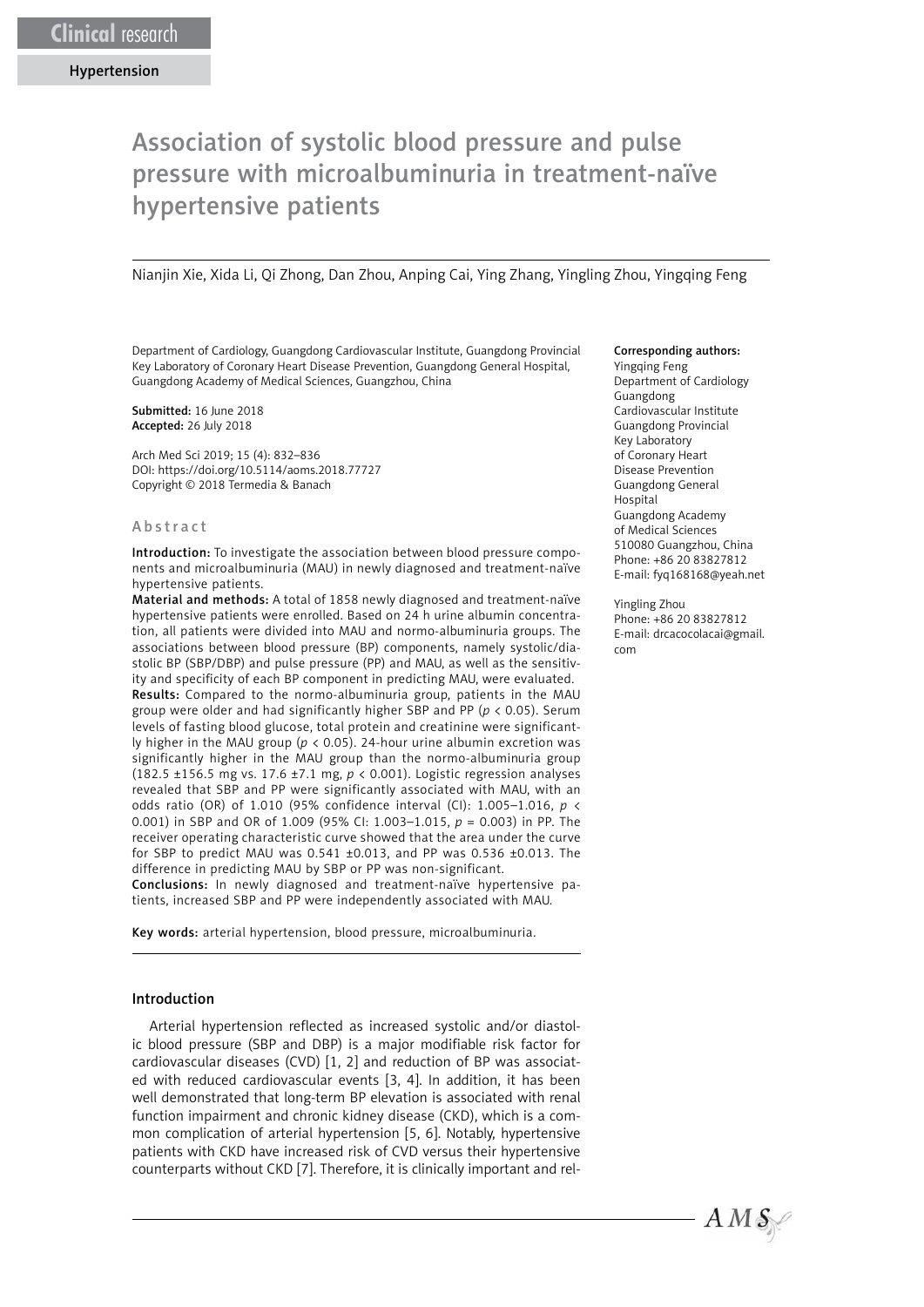Clinical research

Hypertension

# Association of systolic blood pressure and pulse pressure with microalbuminuria in treatment-naïve hypertensive patients

Nianjin Xie, Xida Li, Qi Zhong, Dan Zhou, Anping Cai, Ying Zhang, Yingling Zhou, Yingqing Feng

Department of Cardiology, Guangdong Cardiovascular Institute, Guangdong Provincial Key Laboratory of Coronary Heart Disease Prevention, Guangdong General Hospital, Guangdong Academy of Medical Sciences, Guangzhou, China

**Submitted:** 16 June 2018
**Accepted:** 26 July 2018

Arch Med Sci 2019; 15 (4): 832–836
DOI: https://doi.org/10.5114/aoms.2018.77727
Copyright © 2018 Termedia & Banach

**Corresponding authors:**
Yingqing Feng
Department of Cardiology
Guangdong
Cardiovascular Institute
Guangdong Provincial
Key Laboratory
of Coronary Heart
Disease Prevention
Guangdong General
Hospital
Guangdong Academy
of Medical Sciences
510080 Guangzhou, China
Phone: +86 20 83827812
E-mail: fyq168168@yeah.net

Yingling Zhou
Phone: +86 20 83827812
E-mail: drcacocolacai@gmail.com

## Abstract

**Introduction:** To investigate the association between blood pressure components and microalbuminuria (MAU) in newly diagnosed and treatment-naïve hypertensive patients.

**Material and methods:** A total of 1858 newly diagnosed and treatment-naïve hypertensive patients were enrolled. Based on 24 h urine albumin concentration, all patients were divided into MAU and normo-albuminuria groups. The associations between blood pressure (BP) components, namely systolic/diastolic BP (SBP/DBP) and pulse pressure (PP) and MAU, as well as the sensitivity and specificity of each BP component in predicting MAU, were evaluated.

**Results:** Compared to the normo-albuminuria group, patients in the MAU group were older and had significantly higher SBP and PP ($p < 0.05$). Serum levels of fasting blood glucose, total protein and creatinine were significantly higher in the MAU group ($p < 0.05$). 24-hour urine albumin excretion was significantly higher in the MAU group than the normo-albuminuria group (182.5 ±156.5 mg vs. 17.6 ±7.1 mg, $p < 0.001$). Logistic regression analyses revealed that SBP and PP were significantly associated with MAU, with an odds ratio (OR) of 1.010 (95% confidence interval (CI): 1.005–1.016, $p < 0.001$) in SBP and OR of 1.009 (95% CI: 1.003–1.015, $p = 0.003$) in PP. The receiver operating characteristic curve showed that the area under the curve for SBP to predict MAU was 0.541 ±0.013, and PP was 0.536 ±0.013. The difference in predicting MAU by SBP or PP was non-significant.

**Conclusions:** In newly diagnosed and treatment-naïve hypertensive patients, increased SBP and PP were independently associated with MAU.

**Key words:** arterial hypertension, blood pressure, microalbuminuria.

## Introduction

Arterial hypertension reflected as increased systolic and/or diastolic blood pressure (SBP and DBP) is a major modifiable risk factor for cardiovascular diseases (CVD) [1, 2] and reduction of BP was associated with reduced cardiovascular events [3, 4]. In addition, it has been well demonstrated that long-term BP elevation is associated with renal function impairment and chronic kidney disease (CKD), which is a common complication of arterial hypertension [5, 6]. Notably, hypertensive patients with CKD have increased risk of CVD versus their hypertensive counterparts without CKD [7]. Therefore, it is clinically important and rel-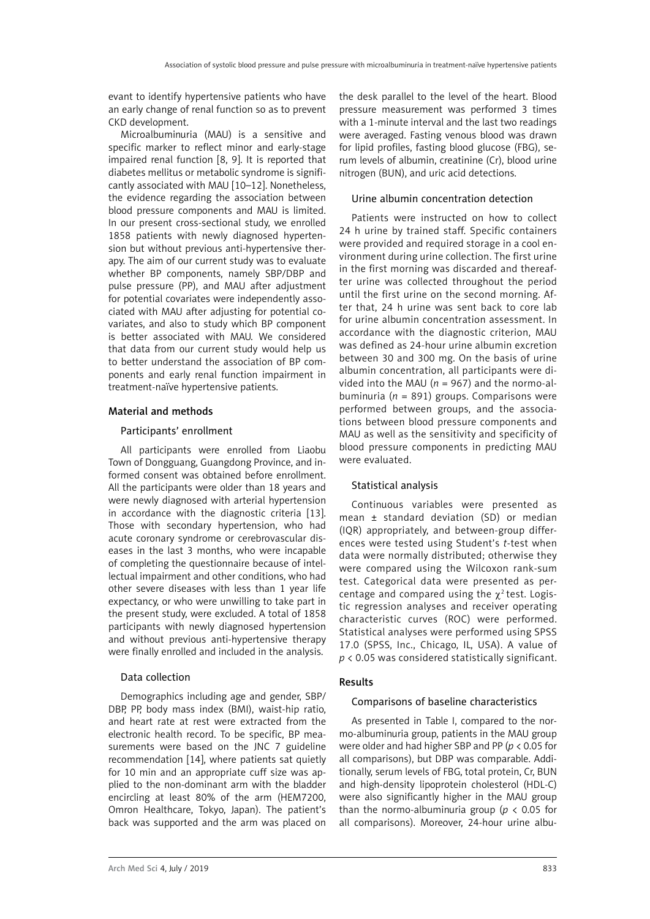evant to identify hypertensive patients who have an early change of renal function so as to prevent CKD development.

Microalbuminuria (MAU) is a sensitive and specific marker to reflect minor and early-stage impaired renal function [8, 9]. It is reported that diabetes mellitus or metabolic syndrome is significantly associated with MAU [10–12]. Nonetheless, the evidence regarding the association between blood pressure components and MAU is limited. In our present cross-sectional study, we enrolled 1858 patients with newly diagnosed hypertension but without previous anti-hypertensive therapy. The aim of our current study was to evaluate whether BP components, namely SBP/DBP and pulse pressure (PP), and MAU after adjustment for potential covariates were independently associated with MAU after adjusting for potential covariates, and also to study which BP component is better associated with MAU. We considered that data from our current study would help us to better understand the association of BP components and early renal function impairment in treatment-naïve hypertensive patients.

## Material and methods

### Participants' enrollment

All participants were enrolled from Liaobu Town of Dongguang, Guangdong Province, and informed consent was obtained before enrollment. All the participants were older than 18 years and were newly diagnosed with arterial hypertension in accordance with the diagnostic criteria [13]. Those with secondary hypertension, who had acute coronary syndrome or cerebrovascular diseases in the last 3 months, who were incapable of completing the questionnaire because of intellectual impairment and other conditions, who had other severe diseases with less than 1 year life expectancy, or who were unwilling to take part in the present study, were excluded. A total of 1858 participants with newly diagnosed hypertension and without previous anti-hypertensive therapy were finally enrolled and included in the analysis.

### Data collection

Demographics including age and gender, SBP/DBP, PP, body mass index (BMI), waist-hip ratio, and heart rate at rest were extracted from the electronic health record. To be specific, BP measurements were based on the JNC 7 guideline recommendation [14], where patients sat quietly for 10 min and an appropriate cuff size was applied to the non-dominant arm with the bladder encircling at least 80% of the arm (HEM7200, Omron Healthcare, Tokyo, Japan). The patient's back was supported and the arm was placed on the desk parallel to the level of the heart. Blood pressure measurement was performed 3 times with a 1-minute interval and the last two readings were averaged. Fasting venous blood was drawn for lipid profiles, fasting blood glucose (FBG), serum levels of albumin, creatinine (Cr), blood urine nitrogen (BUN), and uric acid detections.

### Urine albumin concentration detection

Patients were instructed on how to collect 24 h urine by trained staff. Specific containers were provided and required storage in a cool environment during urine collection. The first urine in the first morning was discarded and thereafter urine was collected throughout the period until the first urine on the second morning. After that, 24 h urine was sent back to core lab for urine albumin concentration assessment. In accordance with the diagnostic criterion, MAU was defined as 24-hour urine albumin excretion between 30 and 300 mg. On the basis of urine albumin concentration, all participants were divided into the MAU ($n$ = 967) and the normo-albuminuria ($n$ = 891) groups. Comparisons were performed between groups, and the associations between blood pressure components and MAU as well as the sensitivity and specificity of blood pressure components in predicting MAU were evaluated.

### Statistical analysis

Continuous variables were presented as mean ± standard deviation (SD) or median (IQR) appropriately, and between-group differences were tested using Student's $t$-test when data were normally distributed; otherwise they were compared using the Wilcoxon rank-sum test. Categorical data were presented as percentage and compared using the $\chi^2$ test. Logistic regression analyses and receiver operating characteristic curves (ROC) were performed. Statistical analyses were performed using SPSS 17.0 (SPSS, Inc., Chicago, IL, USA). A value of $p < 0.05$ was considered statistically significant.

## Results

### Comparisons of baseline characteristics

As presented in Table I, compared to the normo-albuminuria group, patients in the MAU group were older and had higher SBP and PP ($p < 0.05$ for all comparisons), but DBP was comparable. Additionally, serum levels of FBG, total protein, Cr, BUN and high-density lipoprotein cholesterol (HDL-C) were also significantly higher in the MAU group than the normo-albuminuria group ($p < 0.05$ for all comparisons). Moreover, 24-hour urine albu-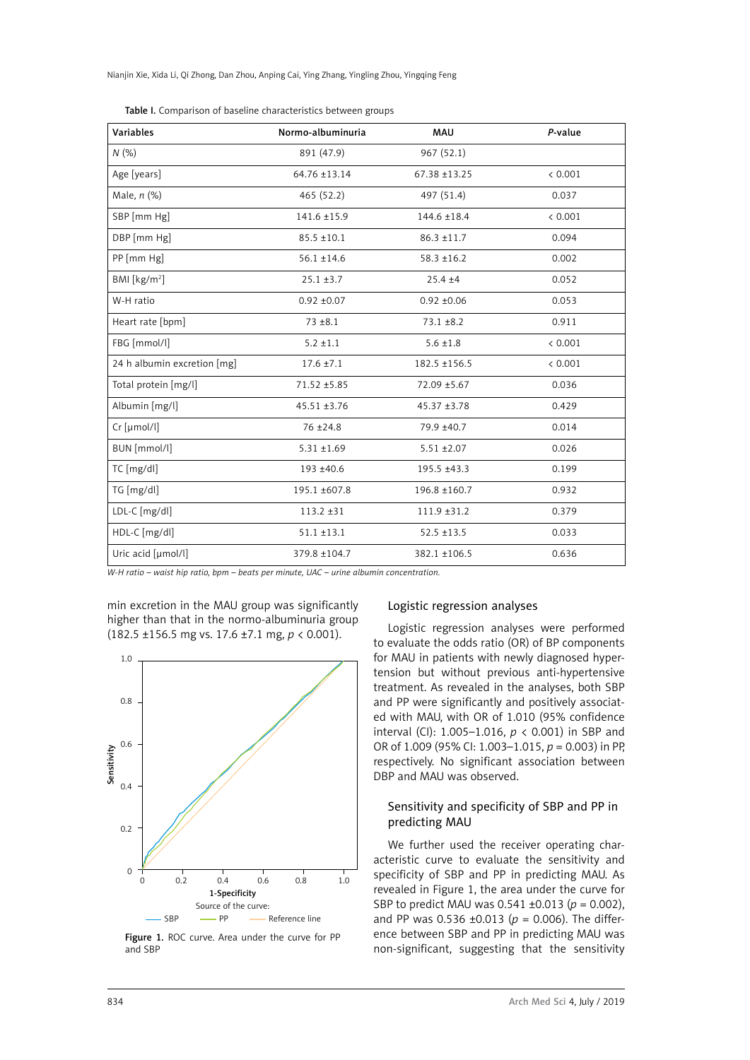**Table I.** Comparison of baseline characteristics between groups

| Variables | Normo-albuminuria | MAU | *P*-value |
|---|---|---|---|
| *N* (%) | 891 (47.9) | 967 (52.1) | |
| Age [years] | 64.76 ±13.14 | 67.38 ±13.25 | < 0.001 |
| Male, *n* (%) | 465 (52.2) | 497 (51.4) | 0.037 |
| SBP [mm Hg] | 141.6 ±15.9 | 144.6 ±18.4 | < 0.001 |
| DBP [mm Hg] | 85.5 ±10.1 | 86.3 ±11.7 | 0.094 |
| PP [mm Hg] | 56.1 ±14.6 | 58.3 ±16.2 | 0.002 |
| BMI [kg/m$^2$] | 25.1 ±3.7 | 25.4 ±4 | 0.052 |
| W-H ratio | 0.92 ±0.07 | 0.92 ±0.06 | 0.053 |
| Heart rate [bpm] | 73 ±8.1 | 73.1 ±8.2 | 0.911 |
| FBG [mmol/l] | 5.2 ±1.1 | 5.6 ±1.8 | < 0.001 |
| 24 h albumin excretion [mg] | 17.6 ±7.1 | 182.5 ±156.5 | < 0.001 |
| Total protein [mg/l] | 71.52 ±5.85 | 72.09 ±5.67 | 0.036 |
| Albumin [mg/l] | 45.51 ±3.76 | 45.37 ±3.78 | 0.429 |
| Cr [μmol/l] | 76 ±24.8 | 79.9 ±40.7 | 0.014 |
| BUN [mmol/l] | 5.31 ±1.69 | 5.51 ±2.07 | 0.026 |
| TC [mg/dl] | 193 ±40.6 | 195.5 ±43.3 | 0.199 |
| TG [mg/dl] | 195.1 ±607.8 | 196.8 ±160.7 | 0.932 |
| LDL-C [mg/dl] | 113.2 ±31 | 111.9 ±31.2 | 0.379 |
| HDL-C [mg/dl] | 51.1 ±13.1 | 52.5 ±13.5 | 0.033 |
| Uric acid [μmol/l] | 379.8 ±104.7 | 382.1 ±106.5 | 0.636 |

*W-H ratio – waist hip ratio, bpm – beats per minute, UAC – urine albumin concentration.*

min excretion in the MAU group was significantly higher than that in the normo-albuminuria group (182.5 ±156.5 mg vs. 17.6 ±7.1 mg, $p < 0.001$).

**Figure 1.** ROC curve. Area under the curve for PP and SBP

## Logistic regression analyses

Logistic regression analyses were performed to evaluate the odds ratio (OR) of BP components for MAU in patients with newly diagnosed hypertension but without previous anti-hypertensive treatment. As revealed in the analyses, both SBP and PP were significantly and positively associated with MAU, with OR of 1.010 (95% confidence interval (CI): 1.005–1.016, $p < 0.001$) in SBP and OR of 1.009 (95% CI: 1.003–1.015, $p = 0.003$) in PP, respectively. No significant association between DBP and MAU was observed.

## Sensitivity and specificity of SBP and PP in predicting MAU

We further used the receiver operating characteristic curve to evaluate the sensitivity and specificity of SBP and PP in predicting MAU. As revealed in Figure 1, the area under the curve for SBP to predict MAU was 0.541 ±0.013 ($p = 0.002$), and PP was 0.536 ±0.013 ($p = 0.006$). The difference between SBP and PP in predicting MAU was non-significant, suggesting that the sensitivity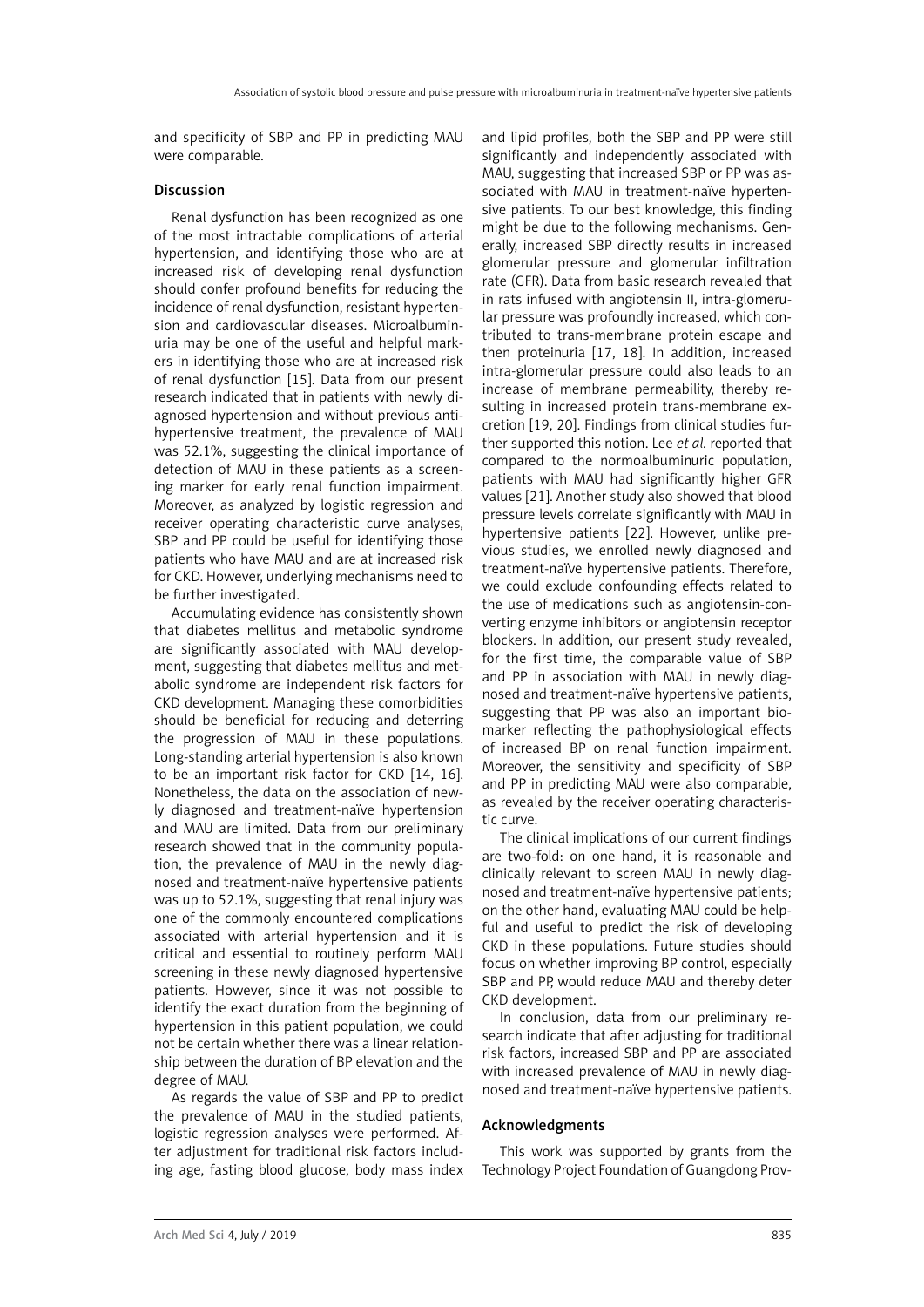and specificity of SBP and PP in predicting MAU were comparable.

## Discussion

Renal dysfunction has been recognized as one of the most intractable complications of arterial hypertension, and identifying those who are at increased risk of developing renal dysfunction should confer profound benefits for reducing the incidence of renal dysfunction, resistant hypertension and cardiovascular diseases. Microalbuminuria may be one of the useful and helpful markers in identifying those who are at increased risk of renal dysfunction [15]. Data from our present research indicated that in patients with newly diagnosed hypertension and without previous antihypertensive treatment, the prevalence of MAU was 52.1%, suggesting the clinical importance of detection of MAU in these patients as a screening marker for early renal function impairment. Moreover, as analyzed by logistic regression and receiver operating characteristic curve analyses, SBP and PP could be useful for identifying those patients who have MAU and are at increased risk for CKD. However, underlying mechanisms need to be further investigated.

Accumulating evidence has consistently shown that diabetes mellitus and metabolic syndrome are significantly associated with MAU development, suggesting that diabetes mellitus and metabolic syndrome are independent risk factors for CKD development. Managing these comorbidities should be beneficial for reducing and deterring the progression of MAU in these populations. Long-standing arterial hypertension is also known to be an important risk factor for CKD [14, 16]. Nonetheless, the data on the association of newly diagnosed and treatment-naïve hypertension and MAU are limited. Data from our preliminary research showed that in the community population, the prevalence of MAU in the newly diagnosed and treatment-naïve hypertensive patients was up to 52.1%, suggesting that renal injury was one of the commonly encountered complications associated with arterial hypertension and it is critical and essential to routinely perform MAU screening in these newly diagnosed hypertensive patients. However, since it was not possible to identify the exact duration from the beginning of hypertension in this patient population, we could not be certain whether there was a linear relationship between the duration of BP elevation and the degree of MAU.

As regards the value of SBP and PP to predict the prevalence of MAU in the studied patients, logistic regression analyses were performed. After adjustment for traditional risk factors including age, fasting blood glucose, body mass index and lipid profiles, both the SBP and PP were still significantly and independently associated with MAU, suggesting that increased SBP or PP was associated with MAU in treatment-naïve hypertensive patients. To our best knowledge, this finding might be due to the following mechanisms. Generally, increased SBP directly results in increased glomerular pressure and glomerular infiltration rate (GFR). Data from basic research revealed that in rats infused with angiotensin II, intra-glomerular pressure was profoundly increased, which contributed to trans-membrane protein escape and then proteinuria [17, 18]. In addition, increased intra-glomerular pressure could also leads to an increase of membrane permeability, thereby resulting in increased protein trans-membrane excretion [19, 20]. Findings from clinical studies further supported this notion. Lee *et al.* reported that compared to the normoalbuminuric population, patients with MAU had significantly higher GFR values [21]. Another study also showed that blood pressure levels correlate significantly with MAU in hypertensive patients [22]. However, unlike previous studies, we enrolled newly diagnosed and treatment-naïve hypertensive patients. Therefore, we could exclude confounding effects related to the use of medications such as angiotensin-converting enzyme inhibitors or angiotensin receptor blockers. In addition, our present study revealed, for the first time, the comparable value of SBP and PP in association with MAU in newly diagnosed and treatment-naïve hypertensive patients, suggesting that PP was also an important biomarker reflecting the pathophysiological effects of increased BP on renal function impairment. Moreover, the sensitivity and specificity of SBP and PP in predicting MAU were also comparable, as revealed by the receiver operating characteristic curve.

The clinical implications of our current findings are two-fold: on one hand, it is reasonable and clinically relevant to screen MAU in newly diagnosed and treatment-naïve hypertensive patients; on the other hand, evaluating MAU could be helpful and useful to predict the risk of developing CKD in these populations. Future studies should focus on whether improving BP control, especially SBP and PP, would reduce MAU and thereby deter CKD development.

In conclusion, data from our preliminary research indicate that after adjusting for traditional risk factors, increased SBP and PP are associated with increased prevalence of MAU in newly diagnosed and treatment-naïve hypertensive patients.

## Acknowledgments

This work was supported by grants from the Technology Project Foundation of Guangdong Prov-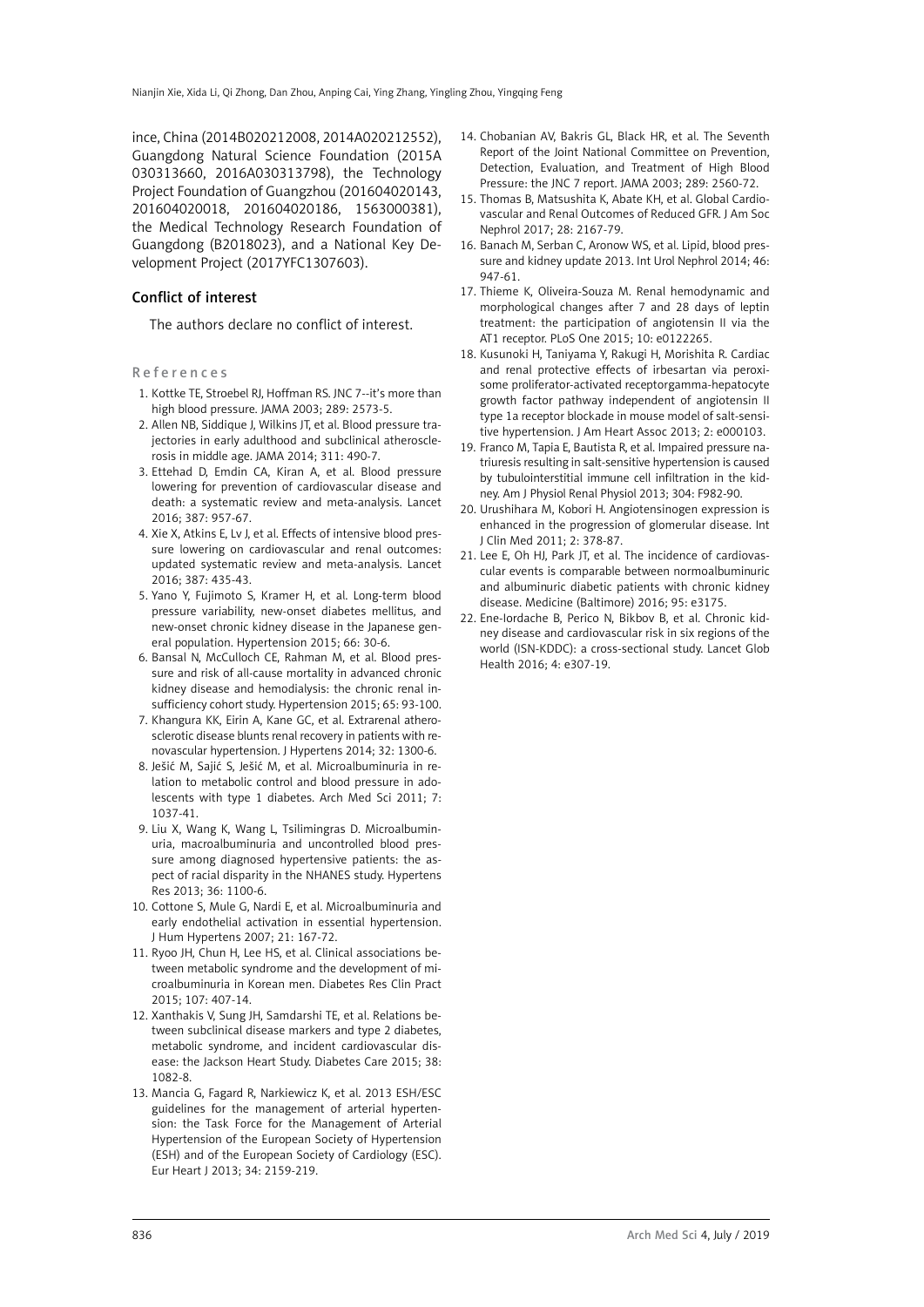ince, China (2014B020212008, 2014A020212552), Guangdong Natural Science Foundation (2015A 030313660, 2016A030313798), the Technology Project Foundation of Guangzhou (201604020143, 201604020018, 201604020186, 1563000381), the Medical Technology Research Foundation of Guangdong (B2018023), and a National Key Development Project (2017YFC1307603).

## Conflict of interest

The authors declare no conflict of interest.

## References

1. Kottke TE, Stroebel RJ, Hoffman RS. JNC 7--it's more than high blood pressure. JAMA 2003; 289: 2573-5.
2. Allen NB, Siddique J, Wilkins JT, et al. Blood pressure trajectories in early adulthood and subclinical atherosclerosis in middle age. JAMA 2014; 311: 490-7.
3. Ettehad D, Emdin CA, Kiran A, et al. Blood pressure lowering for prevention of cardiovascular disease and death: a systematic review and meta-analysis. Lancet 2016; 387: 957-67.
4. Xie X, Atkins E, Lv J, et al. Effects of intensive blood pressure lowering on cardiovascular and renal outcomes: updated systematic review and meta-analysis. Lancet 2016; 387: 435-43.
5. Yano Y, Fujimoto S, Kramer H, et al. Long-term blood pressure variability, new-onset diabetes mellitus, and new-onset chronic kidney disease in the Japanese general population. Hypertension 2015; 66: 30-6.
6. Bansal N, McCulloch CE, Rahman M, et al. Blood pressure and risk of all-cause mortality in advanced chronic kidney disease and hemodialysis: the chronic renal insufficiency cohort study. Hypertension 2015; 65: 93-100.
7. Khangura KK, Eirin A, Kane GC, et al. Extrarenal atherosclerotic disease blunts renal recovery in patients with renovascular hypertension. J Hypertens 2014; 32: 1300-6.
8. Ješić M, Sajić S, Ješić M, et al. Microalbuminuria in relation to metabolic control and blood pressure in adolescents with type 1 diabetes. Arch Med Sci 2011; 7: 1037-41.
9. Liu X, Wang K, Wang L, Tsilimingras D. Microalbuminuria, macroalbuminuria and uncontrolled blood pressure among diagnosed hypertensive patients: the aspect of racial disparity in the NHANES study. Hypertens Res 2013; 36: 1100-6.
10. Cottone S, Mule G, Nardi E, et al. Microalbuminuria and early endothelial activation in essential hypertension. J Hum Hypertens 2007; 21: 167-72.
11. Ryoo JH, Chun H, Lee HS, et al. Clinical associations between metabolic syndrome and the development of microalbuminuria in Korean men. Diabetes Res Clin Pract 2015; 107: 407-14.
12. Xanthakis V, Sung JH, Samdarshi TE, et al. Relations between subclinical disease markers and type 2 diabetes, metabolic syndrome, and incident cardiovascular disease: the Jackson Heart Study. Diabetes Care 2015; 38: 1082-8.
13. Mancia G, Fagard R, Narkiewicz K, et al. 2013 ESH/ESC guidelines for the management of arterial hypertension: the Task Force for the Management of Arterial Hypertension of the European Society of Hypertension (ESH) and of the European Society of Cardiology (ESC). Eur Heart J 2013; 34: 2159-219.
14. Chobanian AV, Bakris GL, Black HR, et al. The Seventh Report of the Joint National Committee on Prevention, Detection, Evaluation, and Treatment of High Blood Pressure: the JNC 7 report. JAMA 2003; 289: 2560-72.
15. Thomas B, Matsushita K, Abate KH, et al. Global Cardiovascular and Renal Outcomes of Reduced GFR. J Am Soc Nephrol 2017; 28: 2167-79.
16. Banach M, Serban C, Aronow WS, et al. Lipid, blood pressure and kidney update 2013. Int Urol Nephrol 2014; 46: 947-61.
17. Thieme K, Oliveira-Souza M. Renal hemodynamic and morphological changes after 7 and 28 days of leptin treatment: the participation of angiotensin II via the AT1 receptor. PLoS One 2015; 10: e0122265.
18. Kusunoki H, Taniyama Y, Rakugi H, Morishita R. Cardiac and renal protective effects of irbesartan via peroxisome proliferator-activated receptorgamma-hepatocyte growth factor pathway independent of angiotensin II type 1a receptor blockade in mouse model of salt-sensitive hypertension. J Am Heart Assoc 2013; 2: e000103.
19. Franco M, Tapia E, Bautista R, et al. Impaired pressure natriuresis resulting in salt-sensitive hypertension is caused by tubulointerstitial immune cell infiltration in the kidney. Am J Physiol Renal Physiol 2013; 304: F982-90.
20. Urushihara M, Kobori H. Angiotensinogen expression is enhanced in the progression of glomerular disease. Int J Clin Med 2011; 2: 378-87.
21. Lee E, Oh HJ, Park JT, et al. The incidence of cardiovascular events is comparable between normoalbuminuric and albuminuric diabetic patients with chronic kidney disease. Medicine (Baltimore) 2016; 95: e3175.
22. Ene-Iordache B, Perico N, Bikbov B, et al. Chronic kidney disease and cardiovascular risk in six regions of the world (ISN-KDDC): a cross-sectional study. Lancet Glob Health 2016; 4: e307-19.